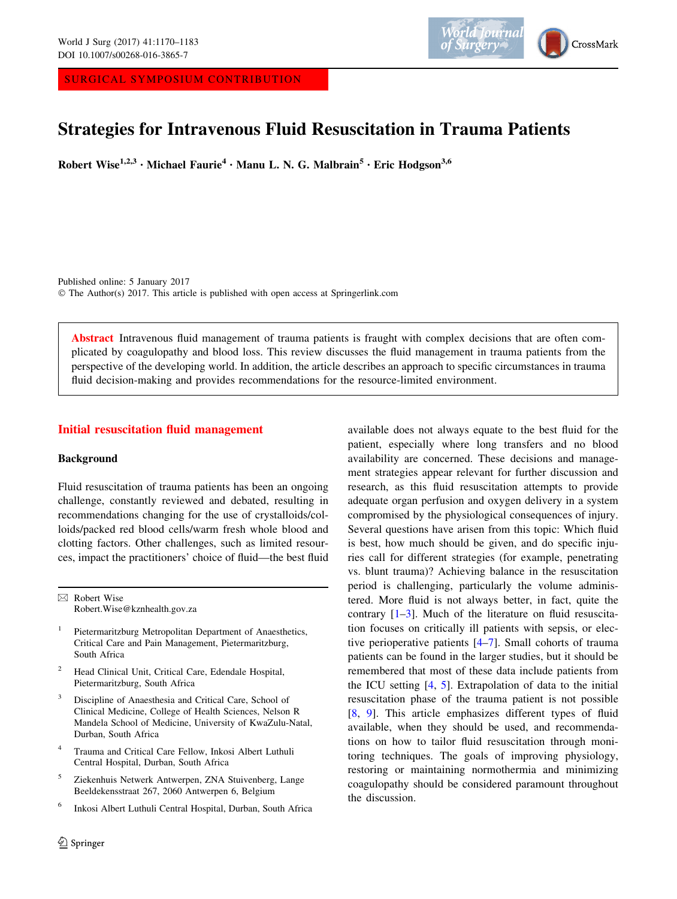SURGICAL SYMPOSIUM CONTRIBUTION

# Strategies for Intravenous Fluid Resuscitation in Trauma Patients

**Robert Wise[1,2,3] · Michael Faurie[4] · Manu L. N. G. Malbrain[5] · Eric Hodgson[3,6]**

Published online: 5 January 2017
© The Author(s) 2017. This article is published with open access at Springerlink.com

**Abstract** Intravenous fluid management of trauma patients is fraught with complex decisions that are often complicated by coagulopathy and blood loss. This review discusses the fluid management in trauma patients from the perspective of the developing world. In addition, the article describes an approach to specific circumstances in trauma fluid decision-making and provides recommendations for the resource-limited environment.

## Initial resuscitation fluid management

### Background

Fluid resuscitation of trauma patients has been an ongoing challenge, constantly reviewed and debated, resulting in recommendations changing for the use of crystalloids/colloids/packed red blood cells/warm fresh whole blood and clotting factors. Other challenges, such as limited resources, impact the practitioners' choice of fluid—the best fluid available does not always equate to the best fluid for the patient, especially where long transfers and no blood availability are concerned. These decisions and management strategies appear relevant for further discussion and research, as this fluid resuscitation attempts to provide adequate organ perfusion and oxygen delivery in a system compromised by the physiological consequences of injury. Several questions have arisen from this topic: Which fluid is best, how much should be given, and do specific injuries call for different strategies (for example, penetrating vs. blunt trauma)? Achieving balance in the resuscitation period is challenging, particularly the volume administered. More fluid is not always better, in fact, quite the contrary [1–3]. Much of the literature on fluid resuscitation focuses on critically ill patients with sepsis, or elective perioperative patients [4–7]. Small cohorts of trauma patients can be found in the larger studies, but it should be remembered that most of these data include patients from the ICU setting [4, 5]. Extrapolation of data to the initial resuscitation phase of the trauma patient is not possible [8, 9]. This article emphasizes different types of fluid available, when they should be used, and recommendations on how to tailor fluid resuscitation through monitoring techniques. The goals of improving physiology, restoring or maintaining normothermia and minimizing coagulopathy should be considered paramount throughout the discussion.

---

✉ Robert Wise
Robert.Wise@kznhealth.gov.za

1 Pietermaritzburg Metropolitan Department of Anaesthetics, Critical Care and Pain Management, Pietermaritzburg, South Africa

2 Head Clinical Unit, Critical Care, Edendale Hospital, Pietermaritzburg, South Africa

3 Discipline of Anaesthesia and Critical Care, School of Clinical Medicine, College of Health Sciences, Nelson R Mandela School of Medicine, University of KwaZulu-Natal, Durban, South Africa

4 Trauma and Critical Care Fellow, Inkosi Albert Luthuli Central Hospital, Durban, South Africa

5 Ziekenhuis Netwerk Antwerpen, ZNA Stuivenberg, Lange Beeldekensstraat 267, 2060 Antwerpen 6, Belgium

6 Inkosi Albert Luthuli Central Hospital, Durban, South Africa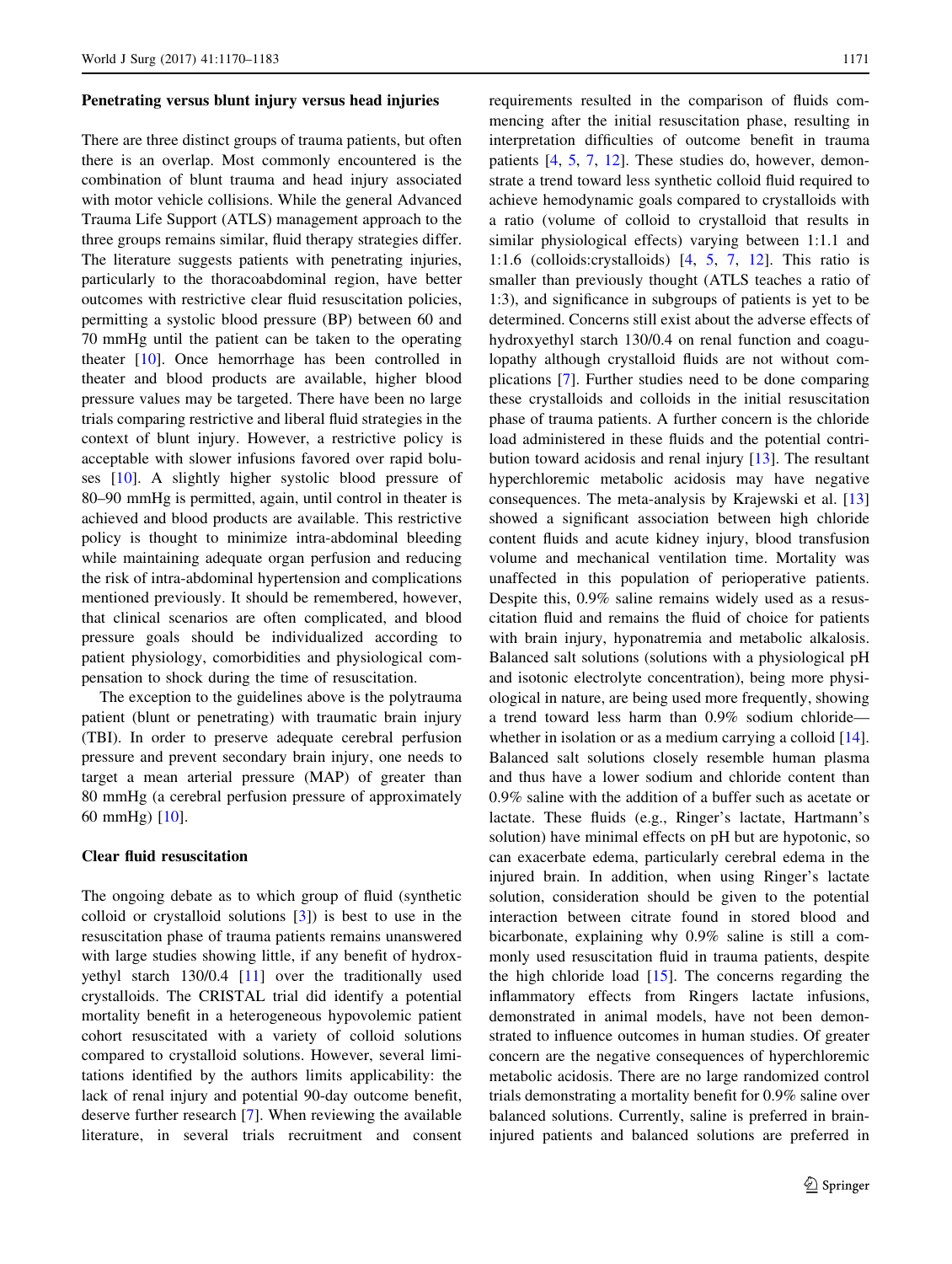### Penetrating versus blunt injury versus head injuries

There are three distinct groups of trauma patients, but often there is an overlap. Most commonly encountered is the combination of blunt trauma and head injury associated with motor vehicle collisions. While the general Advanced Trauma Life Support (ATLS) management approach to the three groups remains similar, fluid therapy strategies differ. The literature suggests patients with penetrating injuries, particularly to the thoracoabdominal region, have better outcomes with restrictive clear fluid resuscitation policies, permitting a systolic blood pressure (BP) between 60 and 70 mmHg until the patient can be taken to the operating theater [10]. Once hemorrhage has been controlled in theater and blood products are available, higher blood pressure values may be targeted. There have been no large trials comparing restrictive and liberal fluid strategies in the context of blunt injury. However, a restrictive policy is acceptable with slower infusions favored over rapid boluses [10]. A slightly higher systolic blood pressure of 80–90 mmHg is permitted, again, until control in theater is achieved and blood products are available. This restrictive policy is thought to minimize intra-abdominal bleeding while maintaining adequate organ perfusion and reducing the risk of intra-abdominal hypertension and complications mentioned previously. It should be remembered, however, that clinical scenarios are often complicated, and blood pressure goals should be individualized according to patient physiology, comorbidities and physiological compensation to shock during the time of resuscitation.

The exception to the guidelines above is the polytrauma patient (blunt or penetrating) with traumatic brain injury (TBI). In order to preserve adequate cerebral perfusion pressure and prevent secondary brain injury, one needs to target a mean arterial pressure (MAP) of greater than 80 mmHg (a cerebral perfusion pressure of approximately 60 mmHg) [10].

### Clear fluid resuscitation

The ongoing debate as to which group of fluid (synthetic colloid or crystalloid solutions [3]) is best to use in the resuscitation phase of trauma patients remains unanswered with large studies showing little, if any benefit of hydroxyethyl starch 130/0.4 [11] over the traditionally used crystalloids. The CRISTAL trial did identify a potential mortality benefit in a heterogeneous hypovolemic patient cohort resuscitated with a variety of colloid solutions compared to crystalloid solutions. However, several limitations identified by the authors limits applicability: the lack of renal injury and potential 90-day outcome benefit, deserve further research [7]. When reviewing the available literature, in several trials recruitment and consent requirements resulted in the comparison of fluids commencing after the initial resuscitation phase, resulting in interpretation difficulties of outcome benefit in trauma patients [4, 5, 7, 12]. These studies do, however, demonstrate a trend toward less synthetic colloid fluid required to achieve hemodynamic goals compared to crystalloids with a ratio (volume of colloid to crystalloid that results in similar physiological effects) varying between 1:1.1 and 1:1.6 (colloids:crystalloids) [4, 5, 7, 12]. This ratio is smaller than previously thought (ATLS teaches a ratio of 1:3), and significance in subgroups of patients is yet to be determined. Concerns still exist about the adverse effects of hydroxyethyl starch 130/0.4 on renal function and coagulopathy although crystalloid fluids are not without complications [7]. Further studies need to be done comparing these crystalloids and colloids in the initial resuscitation phase of trauma patients. A further concern is the chloride load administered in these fluids and the potential contribution toward acidosis and renal injury [13]. The resultant hyperchloremic metabolic acidosis may have negative consequences. The meta-analysis by Krajewski et al. [13] showed a significant association between high chloride content fluids and acute kidney injury, blood transfusion volume and mechanical ventilation time. Mortality was unaffected in this population of perioperative patients. Despite this, 0.9% saline remains widely used as a resuscitation fluid and remains the fluid of choice for patients with brain injury, hyponatremia and metabolic alkalosis. Balanced salt solutions (solutions with a physiological pH and isotonic electrolyte concentration), being more physiological in nature, are being used more frequently, showing a trend toward less harm than 0.9% sodium chloride—whether in isolation or as a medium carrying a colloid [14]. Balanced salt solutions closely resemble human plasma and thus have a lower sodium and chloride content than 0.9% saline with the addition of a buffer such as acetate or lactate. These fluids (e.g., Ringer's lactate, Hartmann's solution) have minimal effects on pH but are hypotonic, so can exacerbate edema, particularly cerebral edema in the injured brain. In addition, when using Ringer's lactate solution, consideration should be given to the potential interaction between citrate found in stored blood and bicarbonate, explaining why 0.9% saline is still a commonly used resuscitation fluid in trauma patients, despite the high chloride load [15]. The concerns regarding the inflammatory effects from Ringers lactate infusions, demonstrated in animal models, have not been demonstrated to influence outcomes in human studies. Of greater concern are the negative consequences of hyperchloremic metabolic acidosis. There are no large randomized control trials demonstrating a mortality benefit for 0.9% saline over balanced solutions. Currently, saline is preferred in brain-injured patients and balanced solutions are preferred in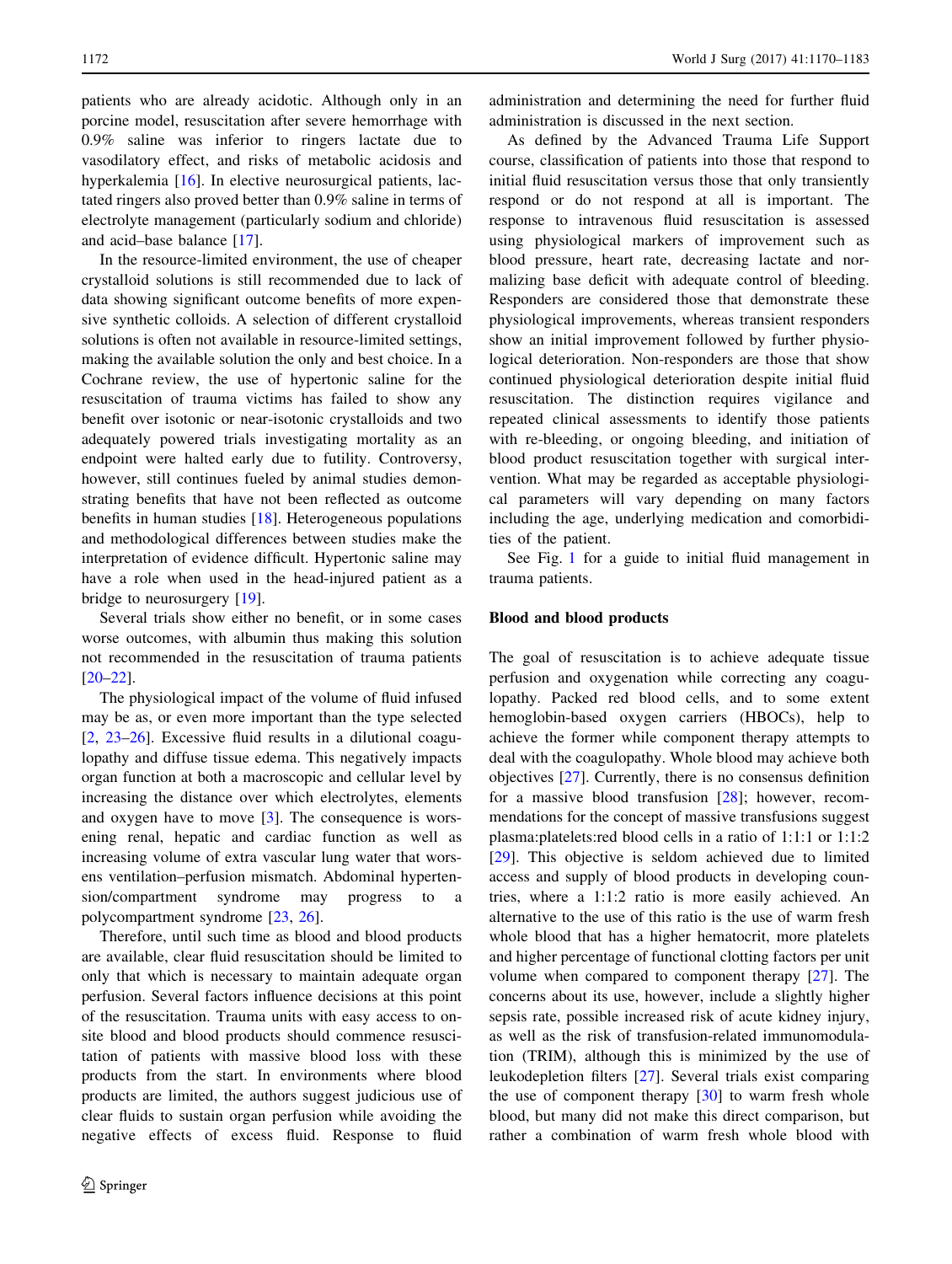patients who are already acidotic. Although only in an porcine model, resuscitation after severe hemorrhage with 0.9% saline was inferior to ringers lactate due to vasodilatory effect, and risks of metabolic acidosis and hyperkalemia [16]. In elective neurosurgical patients, lactated ringers also proved better than 0.9% saline in terms of electrolyte management (particularly sodium and chloride) and acid–base balance [17].

In the resource-limited environment, the use of cheaper crystalloid solutions is still recommended due to lack of data showing significant outcome benefits of more expensive synthetic colloids. A selection of different crystalloid solutions is often not available in resource-limited settings, making the available solution the only and best choice. In a Cochrane review, the use of hypertonic saline for the resuscitation of trauma victims has failed to show any benefit over isotonic or near-isotonic crystalloids and two adequately powered trials investigating mortality as an endpoint were halted early due to futility. Controversy, however, still continues fueled by animal studies demonstrating benefits that have not been reflected as outcome benefits in human studies [18]. Heterogeneous populations and methodological differences between studies make the interpretation of evidence difficult. Hypertonic saline may have a role when used in the head-injured patient as a bridge to neurosurgery [19].

Several trials show either no benefit, or in some cases worse outcomes, with albumin thus making this solution not recommended in the resuscitation of trauma patients [20–22].

The physiological impact of the volume of fluid infused may be as, or even more important than the type selected [2, 23–26]. Excessive fluid results in a dilutional coagulopathy and diffuse tissue edema. This negatively impacts organ function at both a macroscopic and cellular level by increasing the distance over which electrolytes, elements and oxygen have to move [3]. The consequence is worsening renal, hepatic and cardiac function as well as increasing volume of extra vascular lung water that worsens ventilation–perfusion mismatch. Abdominal hypertension/compartment syndrome may progress to a polycompartment syndrome [23, 26].

Therefore, until such time as blood and blood products are available, clear fluid resuscitation should be limited to only that which is necessary to maintain adequate organ perfusion. Several factors influence decisions at this point of the resuscitation. Trauma units with easy access to on-site blood and blood products should commence resuscitation of patients with massive blood loss with these products from the start. In environments where blood products are limited, the authors suggest judicious use of clear fluids to sustain organ perfusion while avoiding the negative effects of excess fluid. Response to fluid administration and determining the need for further fluid administration is discussed in the next section.

As defined by the Advanced Trauma Life Support course, classification of patients into those that respond to initial fluid resuscitation versus those that only transiently respond or do not respond at all is important. The response to intravenous fluid resuscitation is assessed using physiological markers of improvement such as blood pressure, heart rate, decreasing lactate and normalizing base deficit with adequate control of bleeding. Responders are considered those that demonstrate these physiological improvements, whereas transient responders show an initial improvement followed by further physiological deterioration. Non-responders are those that show continued physiological deterioration despite initial fluid resuscitation. The distinction requires vigilance and repeated clinical assessments to identify those patients with re-bleeding, or ongoing bleeding, and initiation of blood product resuscitation together with surgical intervention. What may be regarded as acceptable physiological parameters will vary depending on many factors including the age, underlying medication and comorbidities of the patient.

See Fig. 1 for a guide to initial fluid management in trauma patients.

## Blood and blood products

The goal of resuscitation is to achieve adequate tissue perfusion and oxygenation while correcting any coagulopathy. Packed red blood cells, and to some extent hemoglobin-based oxygen carriers (HBOCs), help to achieve the former while component therapy attempts to deal with the coagulopathy. Whole blood may achieve both objectives [27]. Currently, there is no consensus definition for a massive blood transfusion [28]; however, recommendations for the concept of massive transfusions suggest plasma:platelets:red blood cells in a ratio of 1:1:1 or 1:1:2 [29]. This objective is seldom achieved due to limited access and supply of blood products in developing countries, where a 1:1:2 ratio is more easily achieved. An alternative to the use of this ratio is the use of warm fresh whole blood that has a higher hematocrit, more platelets and higher percentage of functional clotting factors per unit volume when compared to component therapy [27]. The concerns about its use, however, include a slightly higher sepsis rate, possible increased risk of acute kidney injury, as well as the risk of transfusion-related immunomodulation (TRIM), although this is minimized by the use of leukodepletion filters [27]. Several trials exist comparing the use of component therapy [30] to warm fresh whole blood, but many did not make this direct comparison, but rather a combination of warm fresh whole blood with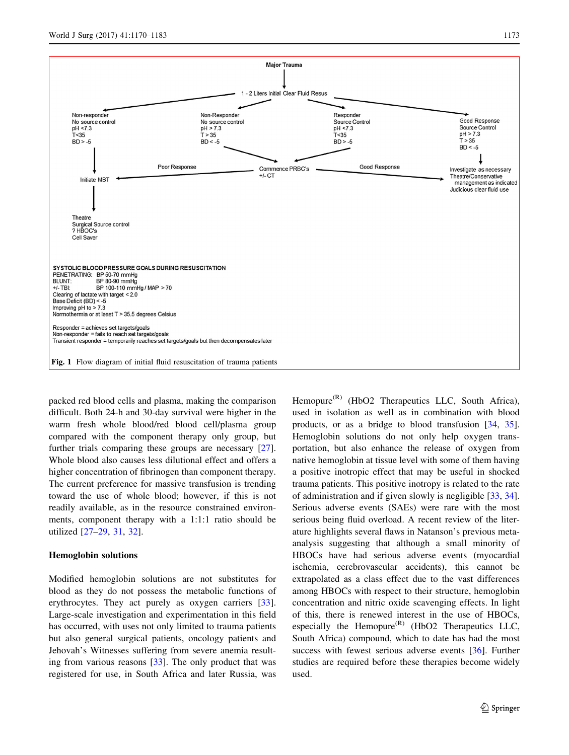Major Trauma

1 - 2 Liters Initial Clear Fluid Resus

Non-responder
No source control
pH <7.3
T<35
BD > -5

Non-Responder
No source control
pH > 7.3
T > 35
BD < -5

Responder
Source Control
pH <7.3
T<35
BD > -5

Good Response
Source Control
pH > 7.3
T > 35
BD < -5

Poor Response

Commence PRBC's
+/- CT

Good Response

Initiate MBT

Investigate as necessary
Theatre/Conservative
management as indicated
Judicious clear fluid use

Theatre
Surgical Source control
? HBOC's
Cell Saver

SYSTOLIC BLOOD PRESSURE GOALS DURING RESUSCITATION
PENETRATING: BP 50-70 mmHg
BLUNT: BP 80-90 mmHg
+/- TBI: BP 100-110 mmHg / MAP > 70
Clearing of lactate with target < 2.0
Base Deficit (BD) < -5
Improving pH to > 7.3
Normothermia or at least T > 35.5 degrees Celsius

Responder = achieves set targets/goals
Non-responder = fails to reach set targets/goals
Transient responder = temporarily reaches set targets/goals but then decompensates later

**Fig. 1** Flow diagram of initial fluid resuscitation of trauma patients

packed red blood cells and plasma, making the comparison difficult. Both 24-h and 30-day survival were higher in the warm fresh whole blood/red blood cell/plasma group compared with the component therapy only group, but further trials comparing these groups are necessary [27]. Whole blood also causes less dilutional effect and offers a higher concentration of fibrinogen than component therapy. The current preference for massive transfusion is trending toward the use of whole blood; however, if this is not readily available, as in the resource constrained environments, component therapy with a 1:1:1 ratio should be utilized [27–29, 31, 32].

## Hemoglobin solutions

Modified hemoglobin solutions are not substitutes for blood as they do not possess the metabolic functions of erythrocytes. They act purely as oxygen carriers [33]. Large-scale investigation and experimentation in this field has occurred, with uses not only limited to trauma patients but also general surgical patients, oncology patients and Jehovah's Witnesses suffering from severe anemia resulting from various reasons [33]. The only product that was registered for use, in South Africa and later Russia, was Hemopure[(R)] (HbO2 Therapeutics LLC, South Africa), used in isolation as well as in combination with blood products, or as a bridge to blood transfusion [34, 35]. Hemoglobin solutions do not only help oxygen transportation, but also enhance the release of oxygen from native hemoglobin at tissue level with some of them having a positive inotropic effect that may be useful in shocked trauma patients. This positive inotropy is related to the rate of administration and if given slowly is negligible [33, 34]. Serious adverse events (SAEs) were rare with the most serious being fluid overload. A recent review of the literature highlights several flaws in Natanson's previous meta-analysis suggesting that although a small minority of HBOCs have had serious adverse events (myocardial ischemia, cerebrovascular accidents), this cannot be extrapolated as a class effect due to the vast differences among HBOCs with respect to their structure, hemoglobin concentration and nitric oxide scavenging effects. In light of this, there is renewed interest in the use of HBOCs, especially the Hemopure[(R)] (HbO2 Therapeutics LLC, South Africa) compound, which to date has had the most success with fewest serious adverse events [36]. Further studies are required before these therapies become widely used.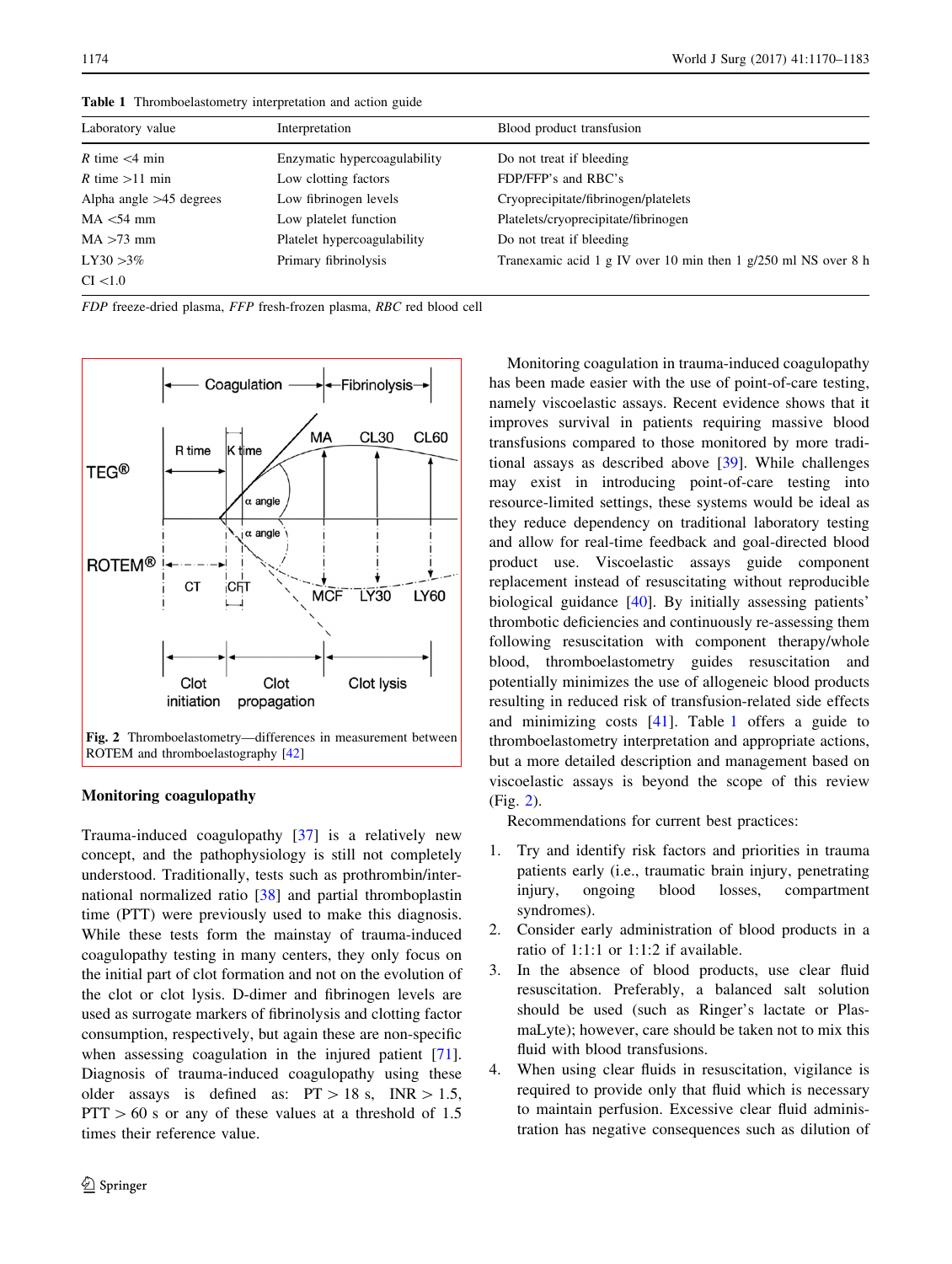**Table 1** Thromboelastometry interpretation and action guide

| Laboratory value | Interpretation | Blood product transfusion |
|---|---|---|
| *R* time <4 min | Enzymatic hypercoagulability | Do not treat if bleeding |
| *R* time >11 min | Low clotting factors | FDP/FFP's and RBC's |
| Alpha angle >45 degrees | Low fibrinogen levels | Cryoprecipitate/fibrinogen/platelets |
| MA <54 mm | Low platelet function | Platelets/cryoprecipitate/fibrinogen |
| MA >73 mm | Platelet hypercoagulability | Do not treat if bleeding |
| LY30 >3% | Primary fibrinolysis | Tranexamic acid 1 g IV over 10 min then 1 g/250 ml NS over 8 h |
| CI <1.0 | | |

*FDP* freeze-dried plasma, *FFP* fresh-frozen plasma, *RBC* red blood cell

**Fig. 2** Thromboelastometry—differences in measurement between ROTEM and thromboelastography [42]

### Monitoring coagulopathy

Trauma-induced coagulopathy [37] is a relatively new concept, and the pathophysiology is still not completely understood. Traditionally, tests such as prothrombin/international normalized ratio [38] and partial thromboplastin time (PTT) were previously used to make this diagnosis. While these tests form the mainstay of trauma-induced coagulopathy testing in many centers, they only focus on the initial part of clot formation and not on the evolution of the clot or clot lysis. D-dimer and fibrinogen levels are used as surrogate markers of fibrinolysis and clotting factor consumption, respectively, but again these are non-specific when assessing coagulation in the injured patient [71]. Diagnosis of trauma-induced coagulopathy using these older assays is defined as: $PT > 18$ s, $INR > 1.5$, $PTT > 60$ s or any of these values at a threshold of 1.5 times their reference value.

Monitoring coagulation in trauma-induced coagulopathy has been made easier with the use of point-of-care testing, namely viscoelastic assays. Recent evidence shows that it improves survival in patients requiring massive blood transfusions compared to those monitored by more traditional assays as described above [39]. While challenges may exist in introducing point-of-care testing into resource-limited settings, these systems would be ideal as they reduce dependency on traditional laboratory testing and allow for real-time feedback and goal-directed blood product use. Viscoelastic assays guide component replacement instead of resuscitating without reproducible biological guidance [40]. By initially assessing patients' thrombotic deficiencies and continuously re-assessing them following resuscitation with component therapy/whole blood, thromboelastometry guides resuscitation and potentially minimizes the use of allogeneic blood products resulting in reduced risk of transfusion-related side effects and minimizing costs [41]. Table 1 offers a guide to thromboelastometry interpretation and appropriate actions, but a more detailed description and management based on viscoelastic assays is beyond the scope of this review (Fig. 2).

Recommendations for current best practices:

1. Try and identify risk factors and priorities in trauma patients early (i.e., traumatic brain injury, penetrating injury, ongoing blood losses, compartment syndromes).
2. Consider early administration of blood products in a ratio of 1:1:1 or 1:1:2 if available.
3. In the absence of blood products, use clear fluid resuscitation. Preferably, a balanced salt solution should be used (such as Ringer's lactate or PlasmaLyte); however, care should be taken not to mix this fluid with blood transfusions.
4. When using clear fluids in resuscitation, vigilance is required to provide only that fluid which is necessary to maintain perfusion. Excessive clear fluid administration has negative consequences such as dilution of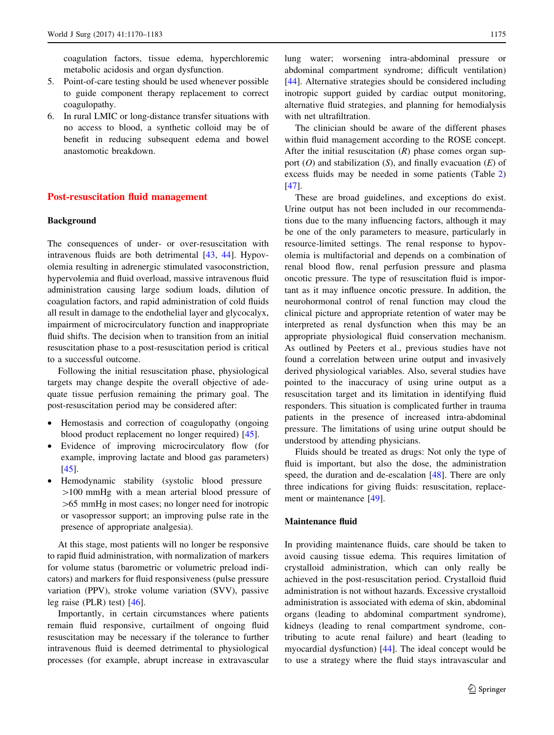coagulation factors, tissue edema, hyperchloremic metabolic acidosis and organ dysfunction.

5. Point-of-care testing should be used whenever possible to guide component therapy replacement to correct coagulopathy.
6. In rural LMIC or long-distance transfer situations with no access to blood, a synthetic colloid may be of benefit in reducing subsequent edema and bowel anastomotic breakdown.

## Post-resuscitation fluid management

### Background

The consequences of under- or over-resuscitation with intravenous fluids are both detrimental [43, 44]. Hypovolemia resulting in adrenergic stimulated vasoconstriction, hypervolemia and fluid overload, massive intravenous fluid administration causing large sodium loads, dilution of coagulation factors, and rapid administration of cold fluids all result in damage to the endothelial layer and glycocalyx, impairment of microcirculatory function and inappropriate fluid shifts. The decision when to transition from an initial resuscitation phase to a post-resuscitation period is critical to a successful outcome.

Following the initial resuscitation phase, physiological targets may change despite the overall objective of adequate tissue perfusion remaining the primary goal. The post-resuscitation period may be considered after:

- Hemostasis and correction of coagulopathy (ongoing blood product replacement no longer required) [45].
- Evidence of improving microcirculatory flow (for example, improving lactate and blood gas parameters) [45].
- Hemodynamic stability (systolic blood pressure >100 mmHg with a mean arterial blood pressure of >65 mmHg in most cases; no longer need for inotropic or vasopressor support; an improving pulse rate in the presence of appropriate analgesia).

At this stage, most patients will no longer be responsive to rapid fluid administration, with normalization of markers for volume status (barometric or volumetric preload indicators) and markers for fluid responsiveness (pulse pressure variation (PPV), stroke volume variation (SVV), passive leg raise (PLR) test) [46].

Importantly, in certain circumstances where patients remain fluid responsive, curtailment of ongoing fluid resuscitation may be necessary if the tolerance to further intravenous fluid is deemed detrimental to physiological processes (for example, abrupt increase in extravascular lung water; worsening intra-abdominal pressure or abdominal compartment syndrome; difficult ventilation) [44]. Alternative strategies should be considered including inotropic support guided by cardiac output monitoring, alternative fluid strategies, and planning for hemodialysis with net ultrafiltration.

The clinician should be aware of the different phases within fluid management according to the ROSE concept. After the initial resuscitation (*R*) phase comes organ support (*O*) and stabilization (*S*), and finally evacuation (*E*) of excess fluids may be needed in some patients (Table 2) [47].

These are broad guidelines, and exceptions do exist. Urine output has not been included in our recommendations due to the many influencing factors, although it may be one of the only parameters to measure, particularly in resource-limited settings. The renal response to hypovolemia is multifactorial and depends on a combination of renal blood flow, renal perfusion pressure and plasma oncotic pressure. The type of resuscitation fluid is important as it may influence oncotic pressure. In addition, the neurohormonal control of renal function may cloud the clinical picture and appropriate retention of water may be interpreted as renal dysfunction when this may be an appropriate physiological fluid conservation mechanism. As outlined by Peeters et al., previous studies have not found a correlation between urine output and invasively derived physiological variables. Also, several studies have pointed to the inaccuracy of using urine output as a resuscitation target and its limitation in identifying fluid responders. This situation is complicated further in trauma patients in the presence of increased intra-abdominal pressure. The limitations of using urine output should be understood by attending physicians.

Fluids should be treated as drugs: Not only the type of fluid is important, but also the dose, the administration speed, the duration and de-escalation [48]. There are only three indications for giving fluids: resuscitation, replacement or maintenance [49].

### Maintenance fluid

In providing maintenance fluids, care should be taken to avoid causing tissue edema. This requires limitation of crystalloid administration, which can only really be achieved in the post-resuscitation period. Crystalloid fluid administration is not without hazards. Excessive crystalloid administration is associated with edema of skin, abdominal organs (leading to abdominal compartment syndrome), kidneys (leading to renal compartment syndrome, contributing to acute renal failure) and heart (leading to myocardial dysfunction) [44]. The ideal concept would be to use a strategy where the fluid stays intravascular and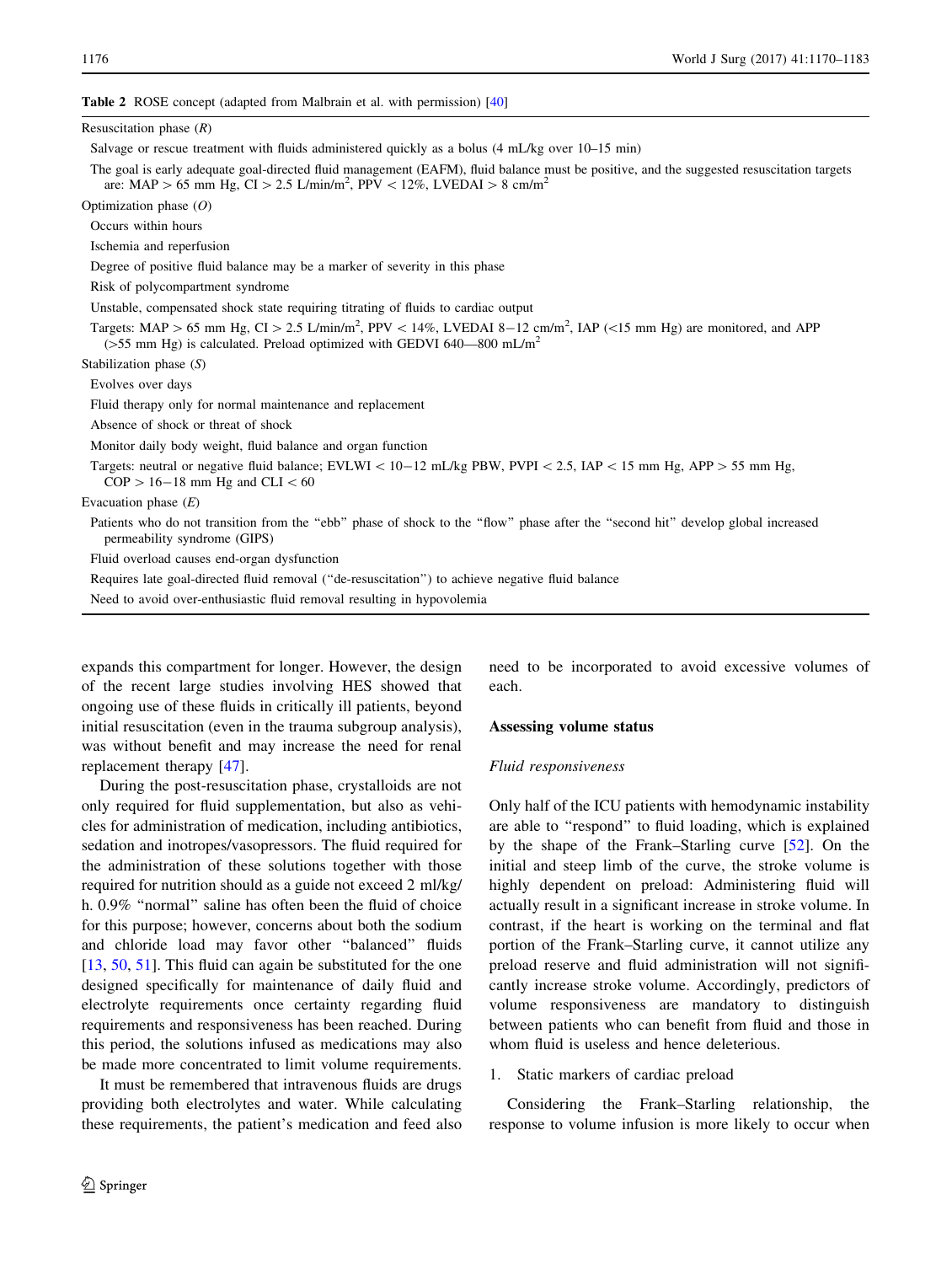**Table 2** ROSE concept (adapted from Malbrain et al. with permission) [40]

| |
|---|
| Resuscitation phase (*R*) |
| Salvage or rescue treatment with fluids administered quickly as a bolus (4 mL/kg over 10–15 min) |
| The goal is early adequate goal-directed fluid management (EAFM), fluid balance must be positive, and the suggested resuscitation targets are: MAP > 65 mm Hg, CI > 2.5 L/min/m$^2$, PPV < 12%, LVEDAI > 8 cm/m$^2$ |
| Optimization phase (*O*) |
| Occurs within hours |
| Ischemia and reperfusion |
| Degree of positive fluid balance may be a marker of severity in this phase |
| Risk of polycompartment syndrome |
| Unstable, compensated shock state requiring titrating of fluids to cardiac output |
| Targets: MAP > 65 mm Hg, CI > 2.5 L/min/m$^2$, PPV < 14%, LVEDAI 8−12 cm/m$^2$, IAP (<15 mm Hg) are monitored, and APP (>55 mm Hg) is calculated. Preload optimized with GEDVI 640—800 mL/m$^2$ |
| Stabilization phase (*S*) |
| Evolves over days |
| Fluid therapy only for normal maintenance and replacement |
| Absence of shock or threat of shock |
| Monitor daily body weight, fluid balance and organ function |
| Targets: neutral or negative fluid balance; EVLWI < 10−12 mL/kg PBW, PVPI < 2.5, IAP < 15 mm Hg, APP > 55 mm Hg, COP > 16−18 mm Hg and CLI < 60 |
| Evacuation phase (*E*) |
| Patients who do not transition from the "ebb" phase of shock to the "flow" phase after the "second hit" develop global increased permeability syndrome (GIPS) |
| Fluid overload causes end-organ dysfunction |
| Requires late goal-directed fluid removal ("de-resuscitation") to achieve negative fluid balance |
| Need to avoid over-enthusiastic fluid removal resulting in hypovolemia |

expands this compartment for longer. However, the design of the recent large studies involving HES showed that ongoing use of these fluids in critically ill patients, beyond initial resuscitation (even in the trauma subgroup analysis), was without benefit and may increase the need for renal replacement therapy [47].

During the post-resuscitation phase, crystalloids are not only required for fluid supplementation, but also as vehicles for administration of medication, including antibiotics, sedation and inotropes/vasopressors. The fluid required for the administration of these solutions together with those required for nutrition should as a guide not exceed 2 ml/kg/h. 0.9% "normal" saline has often been the fluid of choice for this purpose; however, concerns about both the sodium and chloride load may favor other "balanced" fluids [13, 50, 51]. This fluid can again be substituted for the one designed specifically for maintenance of daily fluid and electrolyte requirements once certainty regarding fluid requirements and responsiveness has been reached. During this period, the solutions infused as medications may also be made more concentrated to limit volume requirements.

It must be remembered that intravenous fluids are drugs providing both electrolytes and water. While calculating these requirements, the patient's medication and feed also need to be incorporated to avoid excessive volumes of each.

## Assessing volume status

### *Fluid responsiveness*

Only half of the ICU patients with hemodynamic instability are able to "respond" to fluid loading, which is explained by the shape of the Frank–Starling curve [52]. On the initial and steep limb of the curve, the stroke volume is highly dependent on preload: Administering fluid will actually result in a significant increase in stroke volume. In contrast, if the heart is working on the terminal and flat portion of the Frank–Starling curve, it cannot utilize any preload reserve and fluid administration will not significantly increase stroke volume. Accordingly, predictors of volume responsiveness are mandatory to distinguish between patients who can benefit from fluid and those in whom fluid is useless and hence deleterious.

1. Static markers of cardiac preload

Considering the Frank–Starling relationship, the response to volume infusion is more likely to occur when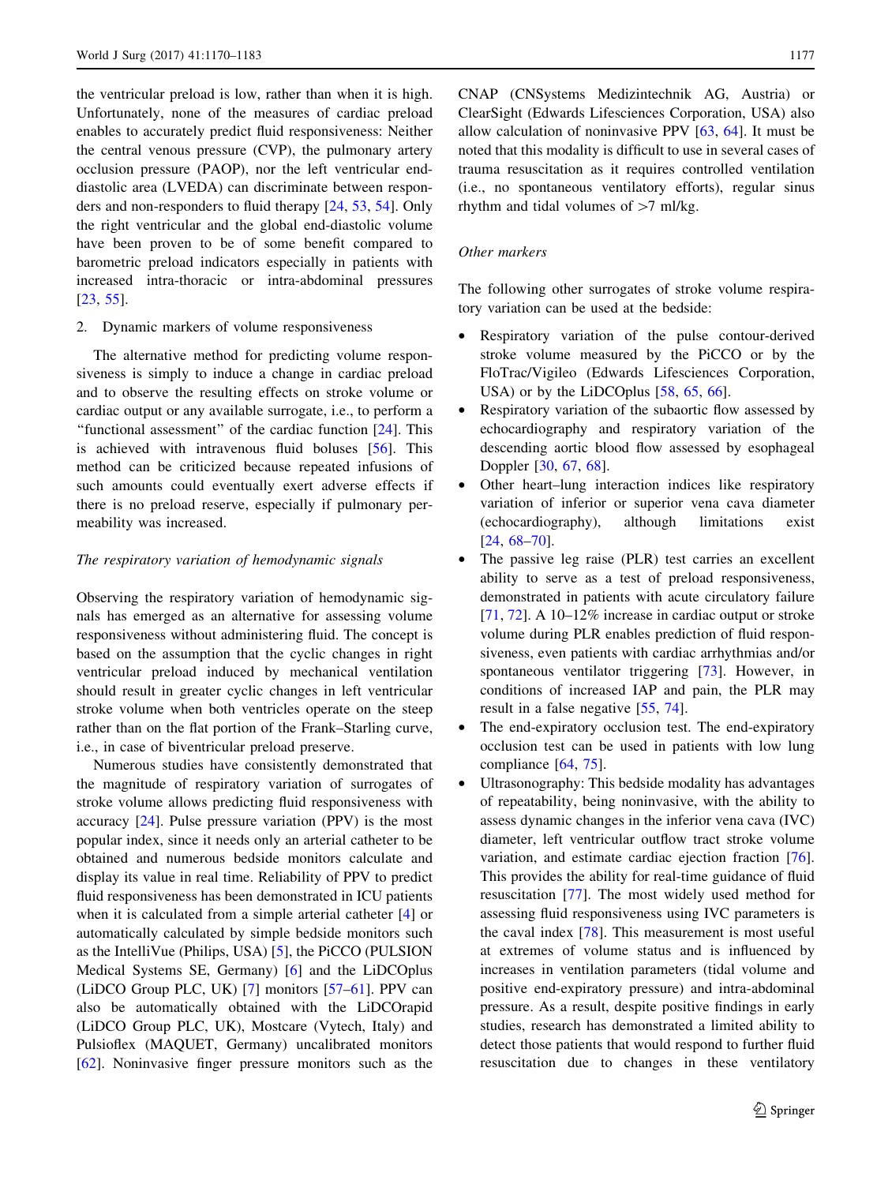the ventricular preload is low, rather than when it is high. Unfortunately, none of the measures of cardiac preload enables to accurately predict fluid responsiveness: Neither the central venous pressure (CVP), the pulmonary artery occlusion pressure (PAOP), nor the left ventricular end-diastolic area (LVEDA) can discriminate between responders and non-responders to fluid therapy [24, 53, 54]. Only the right ventricular and the global end-diastolic volume have been proven to be of some benefit compared to barometric preload indicators especially in patients with increased intra-thoracic or intra-abdominal pressures [23, 55].

2. Dynamic markers of volume responsiveness

The alternative method for predicting volume responsiveness is simply to induce a change in cardiac preload and to observe the resulting effects on stroke volume or cardiac output or any available surrogate, i.e., to perform a "functional assessment" of the cardiac function [24]. This is achieved with intravenous fluid boluses [56]. This method can be criticized because repeated infusions of such amounts could eventually exert adverse effects if there is no preload reserve, especially if pulmonary permeability was increased.

*The respiratory variation of hemodynamic signals*

Observing the respiratory variation of hemodynamic signals has emerged as an alternative for assessing volume responsiveness without administering fluid. The concept is based on the assumption that the cyclic changes in right ventricular preload induced by mechanical ventilation should result in greater cyclic changes in left ventricular stroke volume when both ventricles operate on the steep rather than on the flat portion of the Frank–Starling curve, i.e., in case of biventricular preload preserve.

Numerous studies have consistently demonstrated that the magnitude of respiratory variation of surrogates of stroke volume allows predicting fluid responsiveness with accuracy [24]. Pulse pressure variation (PPV) is the most popular index, since it needs only an arterial catheter to be obtained and numerous bedside monitors calculate and display its value in real time. Reliability of PPV to predict fluid responsiveness has been demonstrated in ICU patients when it is calculated from a simple arterial catheter [4] or automatically calculated by simple bedside monitors such as the IntelliVue (Philips, USA) [5], the PiCCO (PULSION Medical Systems SE, Germany) [6] and the LiDCOplus (LiDCO Group PLC, UK) [7] monitors [57–61]. PPV can also be automatically obtained with the LiDCOrapid (LiDCO Group PLC, UK), Mostcare (Vytech, Italy) and Pulsioflex (MAQUET, Germany) uncalibrated monitors [62]. Noninvasive finger pressure monitors such as the CNAP (CNSystems Medizintechnik AG, Austria) or ClearSight (Edwards Lifesciences Corporation, USA) also allow calculation of noninvasive PPV [63, 64]. It must be noted that this modality is difficult to use in several cases of trauma resuscitation as it requires controlled ventilation (i.e., no spontaneous ventilatory efforts), regular sinus rhythm and tidal volumes of >7 ml/kg.

*Other markers*

The following other surrogates of stroke volume respiratory variation can be used at the bedside:

- Respiratory variation of the pulse contour-derived stroke volume measured by the PiCCO or by the FloTrac/Vigileo (Edwards Lifesciences Corporation, USA) or by the LiDCOplus [58, 65, 66].
- Respiratory variation of the subaortic flow assessed by echocardiography and respiratory variation of the descending aortic blood flow assessed by esophageal Doppler [30, 67, 68].
- Other heart–lung interaction indices like respiratory variation of inferior or superior vena cava diameter (echocardiography), although limitations exist [24, 68–70].
- The passive leg raise (PLR) test carries an excellent ability to serve as a test of preload responsiveness, demonstrated in patients with acute circulatory failure [71, 72]. A 10–12% increase in cardiac output or stroke volume during PLR enables prediction of fluid responsiveness, even patients with cardiac arrhythmias and/or spontaneous ventilator triggering [73]. However, in conditions of increased IAP and pain, the PLR may result in a false negative [55, 74].
- The end-expiratory occlusion test. The end-expiratory occlusion test can be used in patients with low lung compliance [64, 75].
- Ultrasonography: This bedside modality has advantages of repeatability, being noninvasive, with the ability to assess dynamic changes in the inferior vena cava (IVC) diameter, left ventricular outflow tract stroke volume variation, and estimate cardiac ejection fraction [76]. This provides the ability for real-time guidance of fluid resuscitation [77]. The most widely used method for assessing fluid responsiveness using IVC parameters is the caval index [78]. This measurement is most useful at extremes of volume status and is influenced by increases in ventilation parameters (tidal volume and positive end-expiratory pressure) and intra-abdominal pressure. As a result, despite positive findings in early studies, research has demonstrated a limited ability to detect those patients that would respond to further fluid resuscitation due to changes in these ventilatory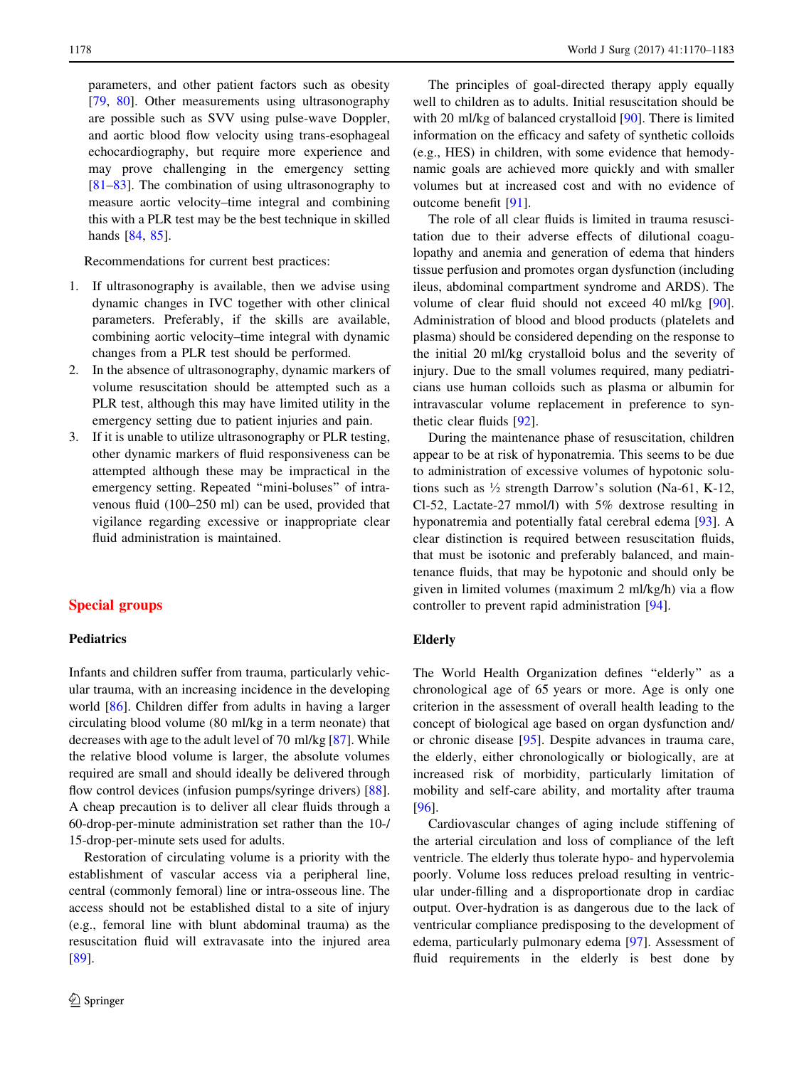parameters, and other patient factors such as obesity [79, 80]. Other measurements using ultrasonography are possible such as SVV using pulse-wave Doppler, and aortic blood flow velocity using trans-esophageal echocardiography, but require more experience and may prove challenging in the emergency setting [81–83]. The combination of using ultrasonography to measure aortic velocity–time integral and combining this with a PLR test may be the best technique in skilled hands [84, 85].

Recommendations for current best practices:

1. If ultrasonography is available, then we advise using dynamic changes in IVC together with other clinical parameters. Preferably, if the skills are available, combining aortic velocity–time integral with dynamic changes from a PLR test should be performed.
2. In the absence of ultrasonography, dynamic markers of volume resuscitation should be attempted such as a PLR test, although this may have limited utility in the emergency setting due to patient injuries and pain.
3. If it is unable to utilize ultrasonography or PLR testing, other dynamic markers of fluid responsiveness can be attempted although these may be impractical in the emergency setting. Repeated "mini-boluses" of intravenous fluid (100–250 ml) can be used, provided that vigilance regarding excessive or inappropriate clear fluid administration is maintained.

## Special groups

### Pediatrics

Infants and children suffer from trauma, particularly vehicular trauma, with an increasing incidence in the developing world [86]. Children differ from adults in having a larger circulating blood volume (80 ml/kg in a term neonate) that decreases with age to the adult level of 70 ml/kg [87]. While the relative blood volume is larger, the absolute volumes required are small and should ideally be delivered through flow control devices (infusion pumps/syringe drivers) [88]. A cheap precaution is to deliver all clear fluids through a 60-drop-per-minute administration set rather than the 10-/15-drop-per-minute sets used for adults.

Restoration of circulating volume is a priority with the establishment of vascular access via a peripheral line, central (commonly femoral) line or intra-osseous line. The access should not be established distal to a site of injury (e.g., femoral line with blunt abdominal trauma) as the resuscitation fluid will extravasate into the injured area [89].

The principles of goal-directed therapy apply equally well to children as to adults. Initial resuscitation should be with 20 ml/kg of balanced crystalloid [90]. There is limited information on the efficacy and safety of synthetic colloids (e.g., HES) in children, with some evidence that hemodynamic goals are achieved more quickly and with smaller volumes but at increased cost and with no evidence of outcome benefit [91].

The role of all clear fluids is limited in trauma resuscitation due to their adverse effects of dilutional coagulopathy and anemia and generation of edema that hinders tissue perfusion and promotes organ dysfunction (including ileus, abdominal compartment syndrome and ARDS). The volume of clear fluid should not exceed 40 ml/kg [90]. Administration of blood and blood products (platelets and plasma) should be considered depending on the response to the initial 20 ml/kg crystalloid bolus and the severity of injury. Due to the small volumes required, many pediatricians use human colloids such as plasma or albumin for intravascular volume replacement in preference to synthetic clear fluids [92].

During the maintenance phase of resuscitation, children appear to be at risk of hyponatremia. This seems to be due to administration of excessive volumes of hypotonic solutions such as ½ strength Darrow's solution (Na-61, K-12, Cl-52, Lactate-27 mmol/l) with 5% dextrose resulting in hyponatremia and potentially fatal cerebral edema [93]. A clear distinction is required between resuscitation fluids, that must be isotonic and preferably balanced, and maintenance fluids, that may be hypotonic and should only be given in limited volumes (maximum 2 ml/kg/h) via a flow controller to prevent rapid administration [94].

### Elderly

The World Health Organization defines "elderly" as a chronological age of 65 years or more. Age is only one criterion in the assessment of overall health leading to the concept of biological age based on organ dysfunction and/or chronic disease [95]. Despite advances in trauma care, the elderly, either chronologically or biologically, are at increased risk of morbidity, particularly limitation of mobility and self-care ability, and mortality after trauma [96].

Cardiovascular changes of aging include stiffening of the arterial circulation and loss of compliance of the left ventricle. The elderly thus tolerate hypo- and hypervolemia poorly. Volume loss reduces preload resulting in ventricular under-filling and a disproportionate drop in cardiac output. Over-hydration is as dangerous due to the lack of ventricular compliance predisposing to the development of edema, particularly pulmonary edema [97]. Assessment of fluid requirements in the elderly is best done by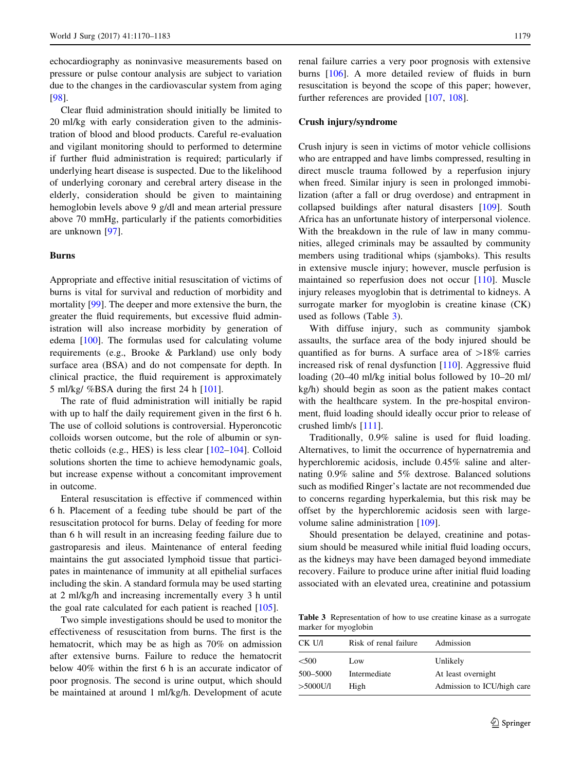echocardiography as noninvasive measurements based on pressure or pulse contour analysis are subject to variation due to the changes in the cardiovascular system from aging [98].

Clear fluid administration should initially be limited to 20 ml/kg with early consideration given to the administration of blood and blood products. Careful re-evaluation and vigilant monitoring should to performed to determine if further fluid administration is required; particularly if underlying heart disease is suspected. Due to the likelihood of underlying coronary and cerebral artery disease in the elderly, consideration should be given to maintaining hemoglobin levels above 9 g/dl and mean arterial pressure above 70 mmHg, particularly if the patients comorbidities are unknown [97].

## Burns

Appropriate and effective initial resuscitation of victims of burns is vital for survival and reduction of morbidity and mortality [99]. The deeper and more extensive the burn, the greater the fluid requirements, but excessive fluid administration will also increase morbidity by generation of edema [100]. The formulas used for calculating volume requirements (e.g., Brooke & Parkland) use only body surface area (BSA) and do not compensate for depth. In clinical practice, the fluid requirement is approximately 5 ml/kg/ %BSA during the first 24 h [101].

The rate of fluid administration will initially be rapid with up to half the daily requirement given in the first 6 h. The use of colloid solutions is controversial. Hyperoncotic colloids worsen outcome, but the role of albumin or synthetic colloids (e.g., HES) is less clear [102–104]. Colloid solutions shorten the time to achieve hemodynamic goals, but increase expense without a concomitant improvement in outcome.

Enteral resuscitation is effective if commenced within 6 h. Placement of a feeding tube should be part of the resuscitation protocol for burns. Delay of feeding for more than 6 h will result in an increasing feeding failure due to gastroparesis and ileus. Maintenance of enteral feeding maintains the gut associated lymphoid tissue that participates in maintenance of immunity at all epithelial surfaces including the skin. A standard formula may be used starting at 2 ml/kg/h and increasing incrementally every 3 h until the goal rate calculated for each patient is reached [105].

Two simple investigations should be used to monitor the effectiveness of resuscitation from burns. The first is the hematocrit, which may be as high as 70% on admission after extensive burns. Failure to reduce the hematocrit below 40% within the first 6 h is an accurate indicator of poor prognosis. The second is urine output, which should be maintained at around 1 ml/kg/h. Development of acute renal failure carries a very poor prognosis with extensive burns [106]. A more detailed review of fluids in burn resuscitation is beyond the scope of this paper; however, further references are provided [107, 108].

## Crush injury/syndrome

Crush injury is seen in victims of motor vehicle collisions who are entrapped and have limbs compressed, resulting in direct muscle trauma followed by a reperfusion injury when freed. Similar injury is seen in prolonged immobilization (after a fall or drug overdose) and entrapment in collapsed buildings after natural disasters [109]. South Africa has an unfortunate history of interpersonal violence. With the breakdown in the rule of law in many communities, alleged criminals may be assaulted by community members using traditional whips (sjamboks). This results in extensive muscle injury; however, muscle perfusion is maintained so reperfusion does not occur [110]. Muscle injury releases myoglobin that is detrimental to kidneys. A surrogate marker for myoglobin is creatine kinase (CK) used as follows (Table 3).

With diffuse injury, such as community sjambok assaults, the surface area of the body injured should be quantified as for burns. A surface area of >18% carries increased risk of renal dysfunction [110]. Aggressive fluid loading (20–40 ml/kg initial bolus followed by 10–20 ml/kg/h) should begin as soon as the patient makes contact with the healthcare system. In the pre-hospital environment, fluid loading should ideally occur prior to release of crushed limb/s [111].

Traditionally, 0.9% saline is used for fluid loading. Alternatives, to limit the occurrence of hypernatremia and hyperchloremic acidosis, include 0.45% saline and alternating 0.9% saline and 5% dextrose. Balanced solutions such as modified Ringer's lactate are not recommended due to concerns regarding hyperkalemia, but this risk may be offset by the hyperchloremic acidosis seen with large-volume saline administration [109].

Should presentation be delayed, creatinine and potassium should be measured while initial fluid loading occurs, as the kidneys may have been damaged beyond immediate recovery. Failure to produce urine after initial fluid loading associated with an elevated urea, creatinine and potassium

**Table 3** Representation of how to use creatine kinase as a surrogate marker for myoglobin

| CK U/l | Risk of renal failure | Admission |
|---|---|---|
| <500 | Low | Unlikely |
| 500–5000 | Intermediate | At least overnight |
| >5000U/l | High | Admission to ICU/high care |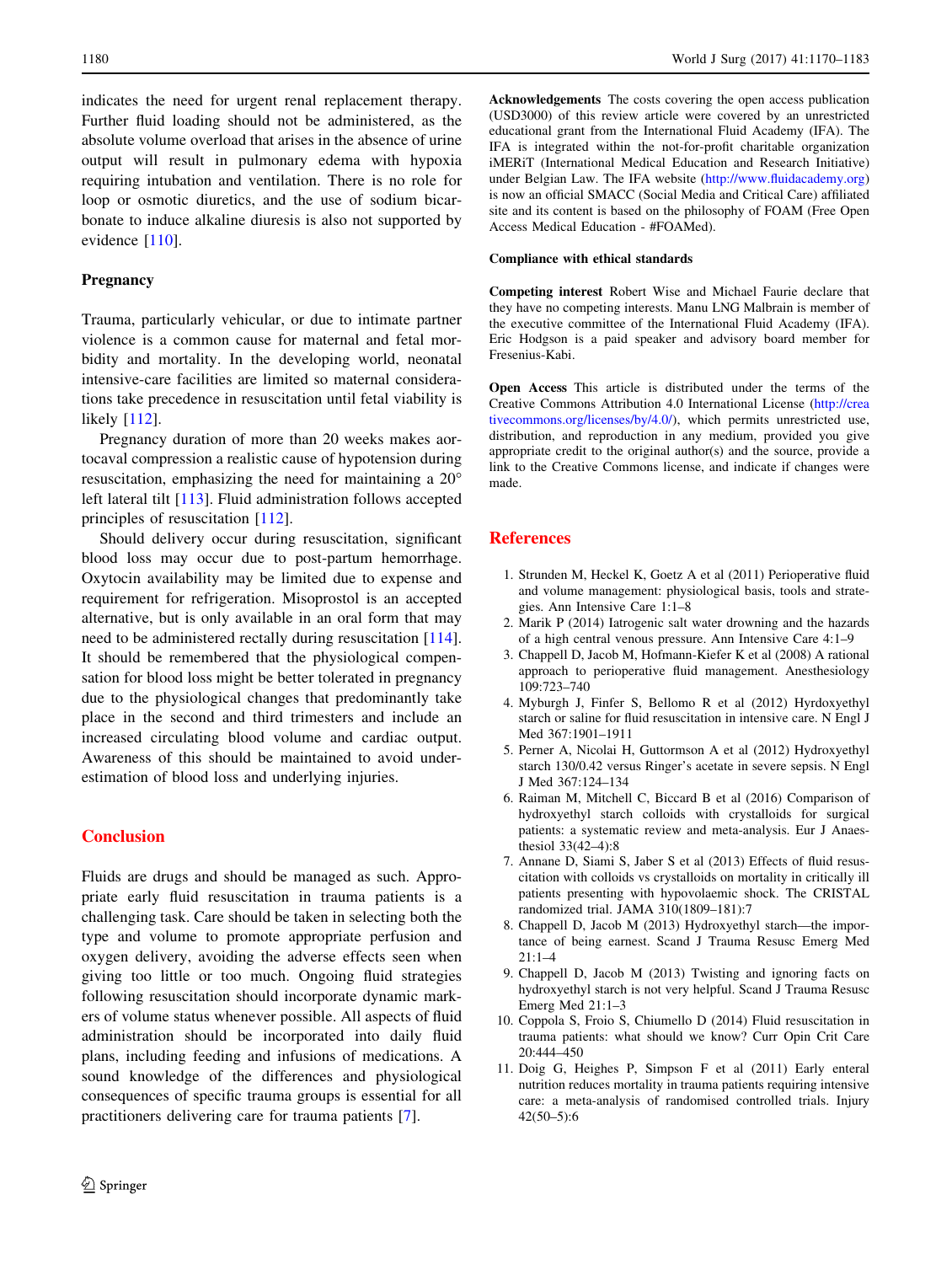indicates the need for urgent renal replacement therapy. Further fluid loading should not be administered, as the absolute volume overload that arises in the absence of urine output will result in pulmonary edema with hypoxia requiring intubation and ventilation. There is no role for loop or osmotic diuretics, and the use of sodium bicarbonate to induce alkaline diuresis is also not supported by evidence [110].

### Pregnancy

Trauma, particularly vehicular, or due to intimate partner violence is a common cause for maternal and fetal morbidity and mortality. In the developing world, neonatal intensive-care facilities are limited so maternal considerations take precedence in resuscitation until fetal viability is likely [112].

Pregnancy duration of more than 20 weeks makes aortocaval compression a realistic cause of hypotension during resuscitation, emphasizing the need for maintaining a 20° left lateral tilt [113]. Fluid administration follows accepted principles of resuscitation [112].

Should delivery occur during resuscitation, significant blood loss may occur due to post-partum hemorrhage. Oxytocin availability may be limited due to expense and requirement for refrigeration. Misoprostol is an accepted alternative, but is only available in an oral form that may need to be administered rectally during resuscitation [114]. It should be remembered that the physiological compensation for blood loss might be better tolerated in pregnancy due to the physiological changes that predominantly take place in the second and third trimesters and include an increased circulating blood volume and cardiac output. Awareness of this should be maintained to avoid underestimation of blood loss and underlying injuries.

## Conclusion

Fluids are drugs and should be managed as such. Appropriate early fluid resuscitation in trauma patients is a challenging task. Care should be taken in selecting both the type and volume to promote appropriate perfusion and oxygen delivery, avoiding the adverse effects seen when giving too little or too much. Ongoing fluid strategies following resuscitation should incorporate dynamic markers of volume status whenever possible. All aspects of fluid administration should be incorporated into daily fluid plans, including feeding and infusions of medications. A sound knowledge of the differences and physiological consequences of specific trauma groups is essential for all practitioners delivering care for trauma patients [7].

**Acknowledgements** The costs covering the open access publication (USD3000) of this review article were covered by an unrestricted educational grant from the International Fluid Academy (IFA). The IFA is integrated within the not-for-profit charitable organization iMERiT (International Medical Education and Research Initiative) under Belgian Law. The IFA website (http://www.fluidacademy.org) is now an official SMACC (Social Media and Critical Care) affiliated site and its content is based on the philosophy of FOAM (Free Open Access Medical Education - #FOAMed).

**Compliance with ethical standards**

**Competing interest** Robert Wise and Michael Faurie declare that they have no competing interests. Manu LNG Malbrain is member of the executive committee of the International Fluid Academy (IFA). Eric Hodgson is a paid speaker and advisory board member for Fresenius-Kabi.

**Open Access** This article is distributed under the terms of the Creative Commons Attribution 4.0 International License (http://creativecommons.org/licenses/by/4.0/), which permits unrestricted use, distribution, and reproduction in any medium, provided you give appropriate credit to the original author(s) and the source, provide a link to the Creative Commons license, and indicate if changes were made.

## References

1. Strunden M, Heckel K, Goetz A et al (2011) Perioperative fluid and volume management: physiological basis, tools and strategies. Ann Intensive Care 1:1–8
2. Marik P (2014) Iatrogenic salt water drowning and the hazards of a high central venous pressure. Ann Intensive Care 4:1–9
3. Chappell D, Jacob M, Hofmann-Kiefer K et al (2008) A rational approach to perioperative fluid management. Anesthesiology 109:723–740
4. Myburgh J, Finfer S, Bellomo R et al (2012) Hyrdoxyethyl starch or saline for fluid resuscitation in intensive care. N Engl J Med 367:1901–1911
5. Perner A, Nicolai H, Guttormson A et al (2012) Hydroxyethyl starch 130/0.42 versus Ringer's acetate in severe sepsis. N Engl J Med 367:124–134
6. Raiman M, Mitchell C, Biccard B et al (2016) Comparison of hydroxyethyl starch colloids with crystalloids for surgical patients: a systematic review and meta-analysis. Eur J Anaesthesiol 33(42–4):8
7. Annane D, Siami S, Jaber S et al (2013) Effects of fluid resuscitation with colloids vs crystalloids on mortality in critically ill patients presenting with hypovolaemic shock. The CRISTAL randomized trial. JAMA 310(1809–181):7
8. Chappell D, Jacob M (2013) Hydroxyethyl starch—the importance of being earnest. Scand J Trauma Resusc Emerg Med 21:1–4
9. Chappell D, Jacob M (2013) Twisting and ignoring facts on hydroxyethyl starch is not very helpful. Scand J Trauma Resusc Emerg Med 21:1–3
10. Coppola S, Froio S, Chiumello D (2014) Fluid resuscitation in trauma patients: what should we know? Curr Opin Crit Care 20:444–450
11. Doig G, Heighes P, Simpson F et al (2011) Early enteral nutrition reduces mortality in trauma patients requiring intensive care: a meta-analysis of randomised controlled trials. Injury 42(50–5):6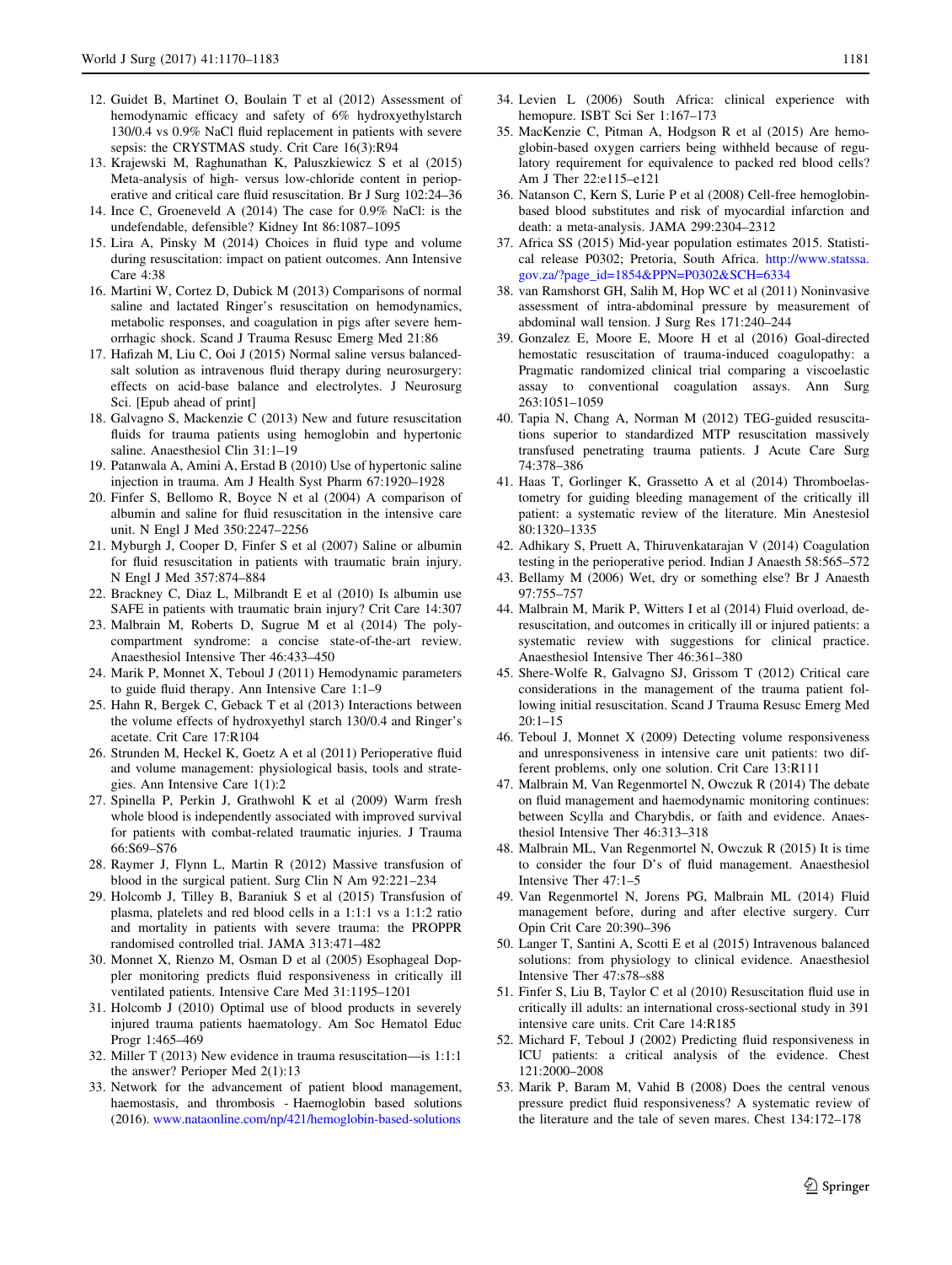12. Guidet B, Martinet O, Boulain T et al (2012) Assessment of hemodynamic efficacy and safety of 6% hydroxyethylstarch 130/0.4 vs 0.9% NaCl fluid replacement in patients with severe sepsis: the CRYSTMAS study. Crit Care 16(3):R94
13. Krajewski M, Raghunathan K, Paluszkiewicz S et al (2015) Meta-analysis of high- versus low-chloride content in perioperative and critical care fluid resuscitation. Br J Surg 102:24–36
14. Ince C, Groeneveld A (2014) The case for 0.9% NaCl: is the undefendable, defensible? Kidney Int 86:1087–1095
15. Lira A, Pinsky M (2014) Choices in fluid type and volume during resuscitation: impact on patient outcomes. Ann Intensive Care 4:38
16. Martini W, Cortez D, Dubick M (2013) Comparisons of normal saline and lactated Ringer's resuscitation on hemodynamics, metabolic responses, and coagulation in pigs after severe hemorrhagic shock. Scand J Trauma Resusc Emerg Med 21:86
17. Hafizah M, Liu C, Ooi J (2015) Normal saline versus balanced-salt solution as intravenous fluid therapy during neurosurgery: effects on acid-base balance and electrolytes. J Neurosurg Sci. [Epub ahead of print]
18. Galvagno S, Mackenzie C (2013) New and future resuscitation fluids for trauma patients using hemoglobin and hypertonic saline. Anaesthesiol Clin 31:1–19
19. Patanwala A, Amini A, Erstad B (2010) Use of hypertonic saline injection in trauma. Am J Health Syst Pharm 67:1920–1928
20. Finfer S, Bellomo R, Boyce N et al (2004) A comparison of albumin and saline for fluid resuscitation in the intensive care unit. N Engl J Med 350:2247–2256
21. Myburgh J, Cooper D, Finfer S et al (2007) Saline or albumin for fluid resuscitation in patients with traumatic brain injury. N Engl J Med 357:874–884
22. Brackney C, Diaz L, Milbrandt E et al (2010) Is albumin use SAFE in patients with traumatic brain injury? Crit Care 14:307
23. Malbrain M, Roberts D, Sugrue M et al (2014) The polycompartment syndrome: a concise state-of-the-art review. Anaesthesiol Intensive Ther 46:433–450
24. Marik P, Monnet X, Teboul J (2011) Hemodynamic parameters to guide fluid therapy. Ann Intensive Care 1:1–9
25. Hahn R, Bergek C, Geback T et al (2013) Interactions between the volume effects of hydroxyethyl starch 130/0.4 and Ringer's acetate. Crit Care 17:R104
26. Strunden M, Heckel K, Goetz A et al (2011) Perioperative fluid and volume management: physiological basis, tools and strategies. Ann Intensive Care 1(1):2
27. Spinella P, Perkin J, Grathwohl K et al (2009) Warm fresh whole blood is independently associated with improved survival for patients with combat-related traumatic injuries. J Trauma 66:S69–S76
28. Raymer J, Flynn L, Martin R (2012) Massive transfusion of blood in the surgical patient. Surg Clin N Am 92:221–234
29. Holcomb J, Tilley B, Baraniuk S et al (2015) Transfusion of plasma, platelets and red blood cells in a 1:1:1 vs a 1:1:2 ratio and mortality in patients with severe trauma: the PROPPR randomised controlled trial. JAMA 313:471–482
30. Monnet X, Rienzo M, Osman D et al (2005) Esophageal Doppler monitoring predicts fluid responsiveness in critically ill ventilated patients. Intensive Care Med 31:1195–1201
31. Holcomb J (2010) Optimal use of blood products in severely injured trauma patients haematology. Am Soc Hematol Educ Progr 1:465–469
32. Miller T (2013) New evidence in trauma resuscitation—is 1:1:1 the answer? Perioper Med 2(1):13
33. Network for the advancement of patient blood management, haemostasis, and thrombosis - Haemoglobin based solutions (2016). www.nataonline.com/np/421/hemoglobin-based-solutions
34. Levien L (2006) South Africa: clinical experience with hemopure. ISBT Sci Ser 1:167–173
35. MacKenzie C, Pitman A, Hodgson R et al (2015) Are hemoglobin-based oxygen carriers being withheld because of regulatory requirement for equivalence to packed red blood cells? Am J Ther 22:e115–e121
36. Natanson C, Kern S, Lurie P et al (2008) Cell-free hemoglobin-based blood substitutes and risk of myocardial infarction and death: a meta-analysis. JAMA 299:2304–2312
37. Africa SS (2015) Mid-year population estimates 2015. Statistical release P0302; Pretoria, South Africa. http://www.statssa.gov.za/?page_id=1854&PPN=P0302&SCH=6334
38. van Ramshorst GH, Salih M, Hop WC et al (2011) Noninvasive assessment of intra-abdominal pressure by measurement of abdominal wall tension. J Surg Res 171:240–244
39. Gonzalez E, Moore E, Moore H et al (2016) Goal-directed hemostatic resuscitation of trauma-induced coagulopathy: a Pragmatic randomized clinical trial comparing a viscoelastic assay to conventional coagulation assays. Ann Surg 263:1051–1059
40. Tapia N, Chang A, Norman M (2012) TEG-guided resuscitations superior to standardized MTP resuscitation massively transfused penetrating trauma patients. J Acute Care Surg 74:378–386
41. Haas T, Gorlinger K, Grassetto A et al (2014) Thromboelastometry for guiding bleeding management of the critically ill patient: a systematic review of the literature. Min Anestesiol 80:1320–1335
42. Adhikary S, Pruett A, Thiruvenkatarajan V (2014) Coagulation testing in the perioperative period. Indian J Anaesth 58:565–572
43. Bellamy M (2006) Wet, dry or something else? Br J Anaesth 97:755–757
44. Malbrain M, Marik P, Witters I et al (2014) Fluid overload, de-resuscitation, and outcomes in critically ill or injured patients: a systematic review with suggestions for clinical practice. Anaesthesiol Intensive Ther 46:361–380
45. Shere-Wolfe R, Galvagno SJ, Grissom T (2012) Critical care considerations in the management of the trauma patient following initial resuscitation. Scand J Trauma Resusc Emerg Med 20:1–15
46. Teboul J, Monnet X (2009) Detecting volume responsiveness and unresponsiveness in intensive care unit patients: two different problems, only one solution. Crit Care 13:R111
47. Malbrain M, Van Regenmortel N, Owczuk R (2014) The debate on fluid management and haemodynamic monitoring continues: between Scylla and Charybdis, or faith and evidence. Anaesthesiol Intensive Ther 46:313–318
48. Malbrain ML, Van Regenmortel N, Owczuk R (2015) It is time to consider the four D's of fluid management. Anaesthesiol Intensive Ther 47:1–5
49. Van Regenmortel N, Jorens PG, Malbrain ML (2014) Fluid management before, during and after elective surgery. Curr Opin Crit Care 20:390–396
50. Langer T, Santini A, Scotti E et al (2015) Intravenous balanced solutions: from physiology to clinical evidence. Anaesthesiol Intensive Ther 47:s78–s88
51. Finfer S, Liu B, Taylor C et al (2010) Resuscitation fluid use in critically ill adults: an international cross-sectional study in 391 intensive care units. Crit Care 14:R185
52. Michard F, Teboul J (2002) Predicting fluid responsiveness in ICU patients: a critical analysis of the evidence. Chest 121:2000–2008
53. Marik P, Baram M, Vahid B (2008) Does the central venous pressure predict fluid responsiveness? A systematic review of the literature and the tale of seven mares. Chest 134:172–178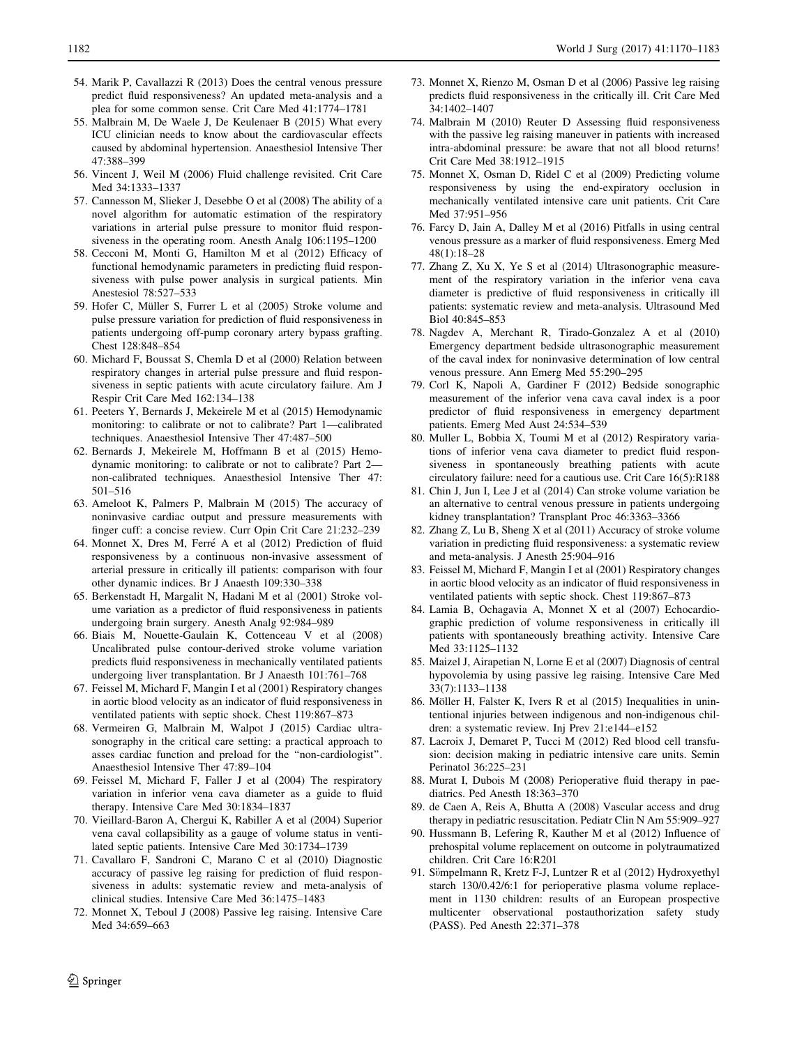54. Marik P, Cavallazzi R (2013) Does the central venous pressure predict fluid responsiveness? An updated meta-analysis and a plea for some common sense. Crit Care Med 41:1774–1781
55. Malbrain M, De Waele J, De Keulenaer B (2015) What every ICU clinician needs to know about the cardiovascular effects caused by abdominal hypertension. Anaesthesiol Intensive Ther 47:388–399
56. Vincent J, Weil M (2006) Fluid challenge revisited. Crit Care Med 34:1333–1337
57. Cannesson M, Slieker J, Desebbe O et al (2008) The ability of a novel algorithm for automatic estimation of the respiratory variations in arterial pulse pressure to monitor fluid responsiveness in the operating room. Anesth Analg 106:1195–1200
58. Cecconi M, Monti G, Hamilton M et al (2012) Efficacy of functional hemodynamic parameters in predicting fluid responsiveness with pulse power analysis in surgical patients. Min Anestesiol 78:527–533
59. Hofer C, Müller S, Furrer L et al (2005) Stroke volume and pulse pressure variation for prediction of fluid responsiveness in patients undergoing off-pump coronary artery bypass grafting. Chest 128:848–854
60. Michard F, Boussat S, Chemla D et al (2000) Relation between respiratory changes in arterial pulse pressure and fluid responsiveness in septic patients with acute circulatory failure. Am J Respir Crit Care Med 162:134–138
61. Peeters Y, Bernards J, Mekeirele M et al (2015) Hemodynamic monitoring: to calibrate or not to calibrate? Part 1—calibrated techniques. Anaesthesiol Intensive Ther 47:487–500
62. Bernards J, Mekeirele M, Hoffmann B et al (2015) Hemodynamic monitoring: to calibrate or not to calibrate? Part 2—non-calibrated techniques. Anaesthesiol Intensive Ther 47: 501–516
63. Ameloot K, Palmers P, Malbrain M (2015) The accuracy of noninvasive cardiac output and pressure measurements with finger cuff: a concise review. Curr Opin Crit Care 21:232–239
64. Monnet X, Dres M, Ferré A et al (2012) Prediction of fluid responsiveness by a continuous non-invasive assessment of arterial pressure in critically ill patients: comparison with four other dynamic indices. Br J Anaesth 109:330–338
65. Berkenstadt H, Margalit N, Hadani M et al (2001) Stroke volume variation as a predictor of fluid responsiveness in patients undergoing brain surgery. Anesth Analg 92:984–989
66. Biais M, Nouette-Gaulain K, Cottenceau V et al (2008) Uncalibrated pulse contour-derived stroke volume variation predicts fluid responsiveness in mechanically ventilated patients undergoing liver transplantation. Br J Anaesth 101:761–768
67. Feissel M, Michard F, Mangin I et al (2001) Respiratory changes in aortic blood velocity as an indicator of fluid responsiveness in ventilated patients with septic shock. Chest 119:867–873
68. Vermeiren G, Malbrain M, Walpot J (2015) Cardiac ultrasonography in the critical care setting: a practical approach to asses cardiac function and preload for the "non-cardiologist". Anaesthesiol Intensive Ther 47:89–104
69. Feissel M, Michard F, Faller J et al (2004) The respiratory variation in inferior vena cava diameter as a guide to fluid therapy. Intensive Care Med 30:1834–1837
70. Vieillard-Baron A, Chergui K, Rabiller A et al (2004) Superior vena caval collapsibility as a gauge of volume status in ventilated septic patients. Intensive Care Med 30:1734–1739
71. Cavallaro F, Sandroni C, Marano C et al (2010) Diagnostic accuracy of passive leg raising for prediction of fluid responsiveness in adults: systematic review and meta-analysis of clinical studies. Intensive Care Med 36:1475–1483
72. Monnet X, Teboul J (2008) Passive leg raising. Intensive Care Med 34:659–663
73. Monnet X, Rienzo M, Osman D et al (2006) Passive leg raising predicts fluid responsiveness in the critically ill. Crit Care Med 34:1402–1407
74. Malbrain M (2010) Reuter D Assessing fluid responsiveness with the passive leg raising maneuver in patients with increased intra-abdominal pressure: be aware that not all blood returns! Crit Care Med 38:1912–1915
75. Monnet X, Osman D, Ridel C et al (2009) Predicting volume responsiveness by using the end-expiratory occlusion in mechanically ventilated intensive care unit patients. Crit Care Med 37:951–956
76. Farcy D, Jain A, Dalley M et al (2016) Pitfalls in using central venous pressure as a marker of fluid responsiveness. Emerg Med 48(1):18–28
77. Zhang Z, Xu X, Ye S et al (2014) Ultrasonographic measurement of the respiratory variation in the inferior vena cava diameter is predictive of fluid responsiveness in critically ill patients: systematic review and meta-analysis. Ultrasound Med Biol 40:845–853
78. Nagdev A, Merchant R, Tirado-Gonzalez A et al (2010) Emergency department bedside ultrasonographic measurement of the caval index for noninvasive determination of low central venous pressure. Ann Emerg Med 55:290–295
79. Corl K, Napoli A, Gardiner F (2012) Bedside sonographic measurement of the inferior vena cava caval index is a poor predictor of fluid responsiveness in emergency department patients. Emerg Med Aust 24:534–539
80. Muller L, Bobbia X, Toumi M et al (2012) Respiratory variations of inferior vena cava diameter to predict fluid responsiveness in spontaneously breathing patients with acute circulatory failure: need for a cautious use. Crit Care 16(5):R188
81. Chin J, Jun I, Lee J et al (2014) Can stroke volume variation be an alternative to central venous pressure in patients undergoing kidney transplantation? Transplant Proc 46:3363–3366
82. Zhang Z, Lu B, Sheng X et al (2011) Accuracy of stroke volume variation in predicting fluid responsiveness: a systematic review and meta-analysis. J Anesth 25:904–916
83. Feissel M, Michard F, Mangin I et al (2001) Respiratory changes in aortic blood velocity as an indicator of fluid responsiveness in ventilated patients with septic shock. Chest 119:867–873
84. Lamia B, Ochagavia A, Monnet X et al (2007) Echocardiographic prediction of volume responsiveness in critically ill patients with spontaneously breathing activity. Intensive Care Med 33:1125–1132
85. Maizel J, Airapetian N, Lorne E et al (2007) Diagnosis of central hypovolemia by using passive leg raising. Intensive Care Med 33(7):1133–1138
86. Möller H, Falster K, Ivers R et al (2015) Inequalities in unintentional injuries between indigenous and non-indigenous children: a systematic review. Inj Prev 21:e144–e152
87. Lacroix J, Demaret P, Tucci M (2012) Red blood cell transfusion: decision making in pediatric intensive care units. Semin Perinatol 36:225–231
88. Murat I, Dubois M (2008) Perioperative fluid therapy in paediatrics. Ped Anesth 18:363–370
89. de Caen A, Reis A, Bhutta A (2008) Vascular access and drug therapy in pediatric resuscitation. Pediatr Clin N Am 55:909–927
90. Hussmann B, Lefering R, Kauther M et al (2012) Influence of prehospital volume replacement on outcome in polytraumatized children. Crit Care 16:R201
91. Sümpelmann R, Kretz F-J, Luntzer R et al (2012) Hydroxyethyl starch 130/0.42/6:1 for perioperative plasma volume replacement in 1130 children: results of an European prospective multicenter observational postauthorization safety study (PASS). Ped Anesth 22:371–378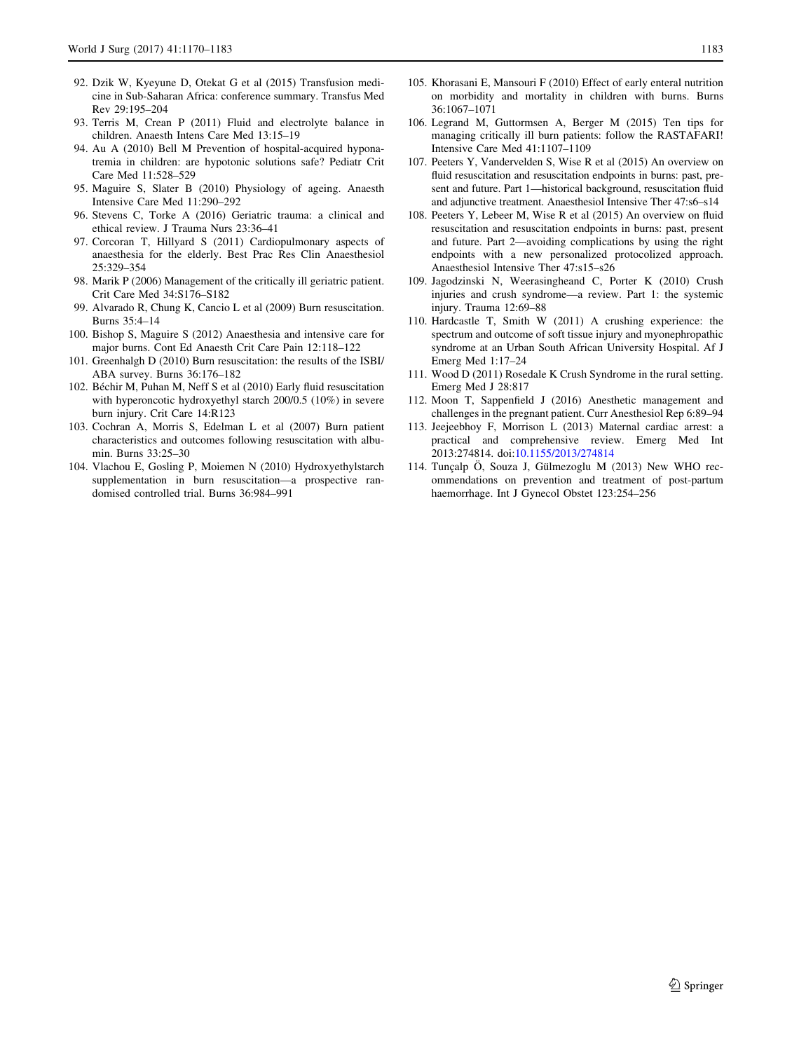92. Dzik W, Kyeyune D, Otekat G et al (2015) Transfusion medicine in Sub-Saharan Africa: conference summary. Transfus Med Rev 29:195–204
93. Terris M, Crean P (2011) Fluid and electrolyte balance in children. Anaesth Intens Care Med 13:15–19
94. Au A (2010) Bell M Prevention of hospital-acquired hyponatremia in children: are hypotonic solutions safe? Pediatr Crit Care Med 11:528–529
95. Maguire S, Slater B (2010) Physiology of ageing. Anaesth Intensive Care Med 11:290–292
96. Stevens C, Torke A (2016) Geriatric trauma: a clinical and ethical review. J Trauma Nurs 23:36–41
97. Corcoran T, Hillyard S (2011) Cardiopulmonary aspects of anaesthesia for the elderly. Best Prac Res Clin Anaesthesiol 25:329–354
98. Marik P (2006) Management of the critically ill geriatric patient. Crit Care Med 34:S176–S182
99. Alvarado R, Chung K, Cancio L et al (2009) Burn resuscitation. Burns 35:4–14
100. Bishop S, Maguire S (2012) Anaesthesia and intensive care for major burns. Cont Ed Anaesth Crit Care Pain 12:118–122
101. Greenhalgh D (2010) Burn resuscitation: the results of the ISBI/ABA survey. Burns 36:176–182
102. Béchir M, Puhan M, Neff S et al (2010) Early fluid resuscitation with hyperoncotic hydroxyethyl starch 200/0.5 (10%) in severe burn injury. Crit Care 14:R123
103. Cochran A, Morris S, Edelman L et al (2007) Burn patient characteristics and outcomes following resuscitation with albumin. Burns 33:25–30
104. Vlachou E, Gosling P, Moiemen N (2010) Hydroxyethylstarch supplementation in burn resuscitation—a prospective randomised controlled trial. Burns 36:984–991
105. Khorasani E, Mansouri F (2010) Effect of early enteral nutrition on morbidity and mortality in children with burns. Burns 36:1067–1071
106. Legrand M, Guttormsen A, Berger M (2015) Ten tips for managing critically ill burn patients: follow the RASTAFARI! Intensive Care Med 41:1107–1109
107. Peeters Y, Vandervelden S, Wise R et al (2015) An overview on fluid resuscitation and resuscitation endpoints in burns: past, present and future. Part 1—historical background, resuscitation fluid and adjunctive treatment. Anaesthesiol Intensive Ther 47:s6–s14
108. Peeters Y, Lebeer M, Wise R et al (2015) An overview on fluid resuscitation and resuscitation endpoints in burns: past, present and future. Part 2—avoiding complications by using the right endpoints with a new personalized protocolized approach. Anaesthesiol Intensive Ther 47:s15–s26
109. Jagodzinski N, Weerasingheand C, Porter K (2010) Crush injuries and crush syndrome—a review. Part 1: the systemic injury. Trauma 12:69–88
110. Hardcastle T, Smith W (2011) A crushing experience: the spectrum and outcome of soft tissue injury and myonephropathic syndrome at an Urban South African University Hospital. Af J Emerg Med 1:17–24
111. Wood D (2011) Rosedale K Crush Syndrome in the rural setting. Emerg Med J 28:817
112. Moon T, Sappenfield J (2016) Anesthetic management and challenges in the pregnant patient. Curr Anesthesiol Rep 6:89–94
113. Jeejeebhoy F, Morrison L (2013) Maternal cardiac arrest: a practical and comprehensive review. Emerg Med Int 2013:274814. doi:10.1155/2013/274814
114. Tunçalp Ö, Souza J, Gülmezoglu M (2013) New WHO recommendations on prevention and treatment of post-partum haemorrhage. Int J Gynecol Obstet 123:254–256